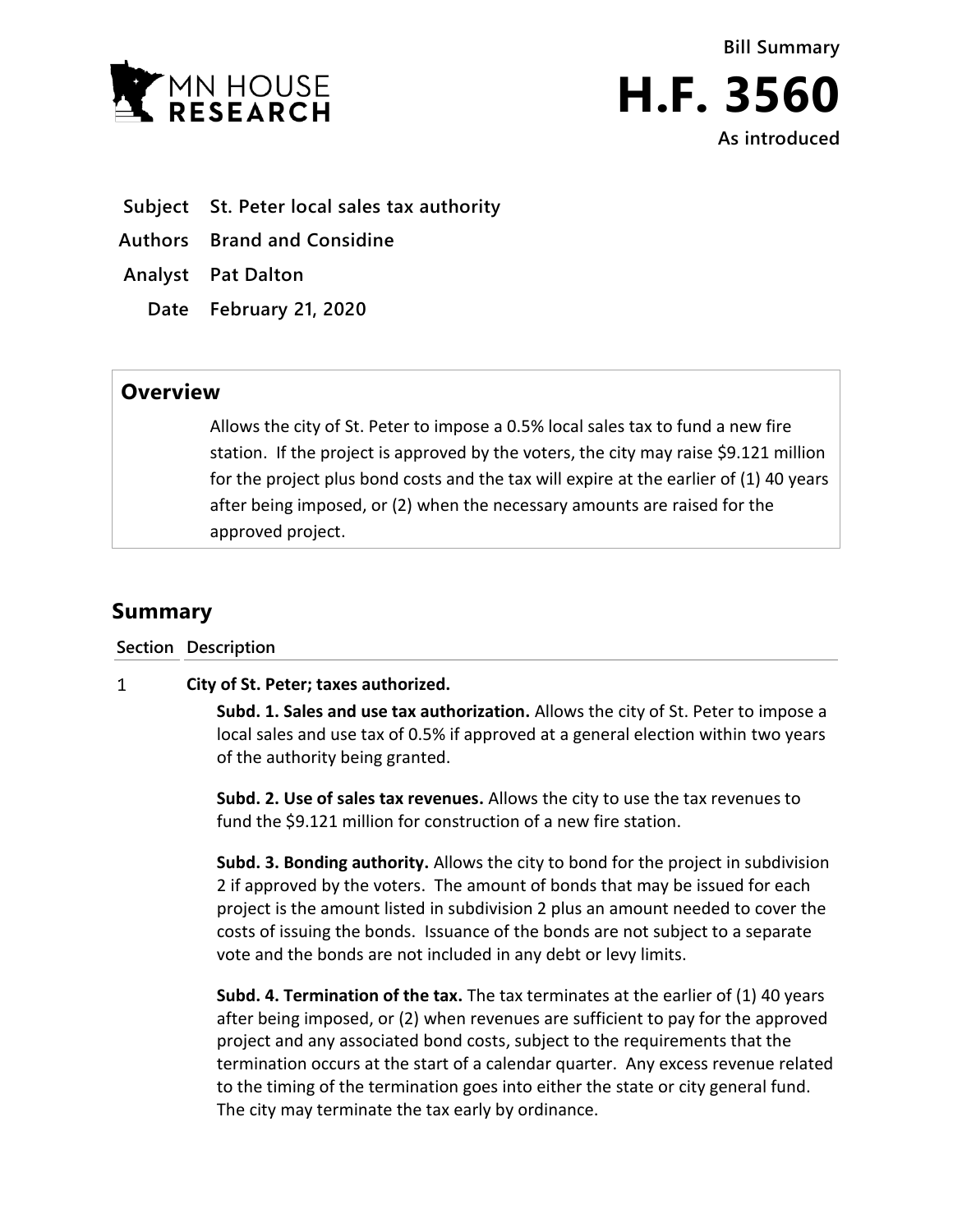MN HOUSE RESEARCH

**Bill Summary**

# H.F. 3560

**As introduced**

| | |
|---|---|
| **Subject** | **St. Peter local sales tax authority** |
| **Authors** | **Brand and Considine** |
| **Analyst** | **Pat Dalton** |
| **Date** | **February 21, 2020** |

## Overview

Allows the city of St. Peter to impose a 0.5% local sales tax to fund a new fire station. If the project is approved by the voters, the city may raise $9.121 million for the project plus bond costs and the tax will expire at the earlier of (1) 40 years after being imposed, or (2) when the necessary amounts are raised for the approved project.

## Summary

| Section | Description |
|---|---|
| 1 | **City of St. Peter; taxes authorized.** |

**Subd. 1. Sales and use tax authorization.** Allows the city of St. Peter to impose a local sales and use tax of 0.5% if approved at a general election within two years of the authority being granted.

**Subd. 2. Use of sales tax revenues.** Allows the city to use the tax revenues to fund the $9.121 million for construction of a new fire station.

**Subd. 3. Bonding authority.** Allows the city to bond for the project in subdivision 2 if approved by the voters. The amount of bonds that may be issued for each project is the amount listed in subdivision 2 plus an amount needed to cover the costs of issuing the bonds. Issuance of the bonds are not subject to a separate vote and the bonds are not included in any debt or levy limits.

**Subd. 4. Termination of the tax.** The tax terminates at the earlier of (1) 40 years after being imposed, or (2) when revenues are sufficient to pay for the approved project and any associated bond costs, subject to the requirements that the termination occurs at the start of a calendar quarter. Any excess revenue related to the timing of the termination goes into either the state or city general fund. The city may terminate the tax early by ordinance.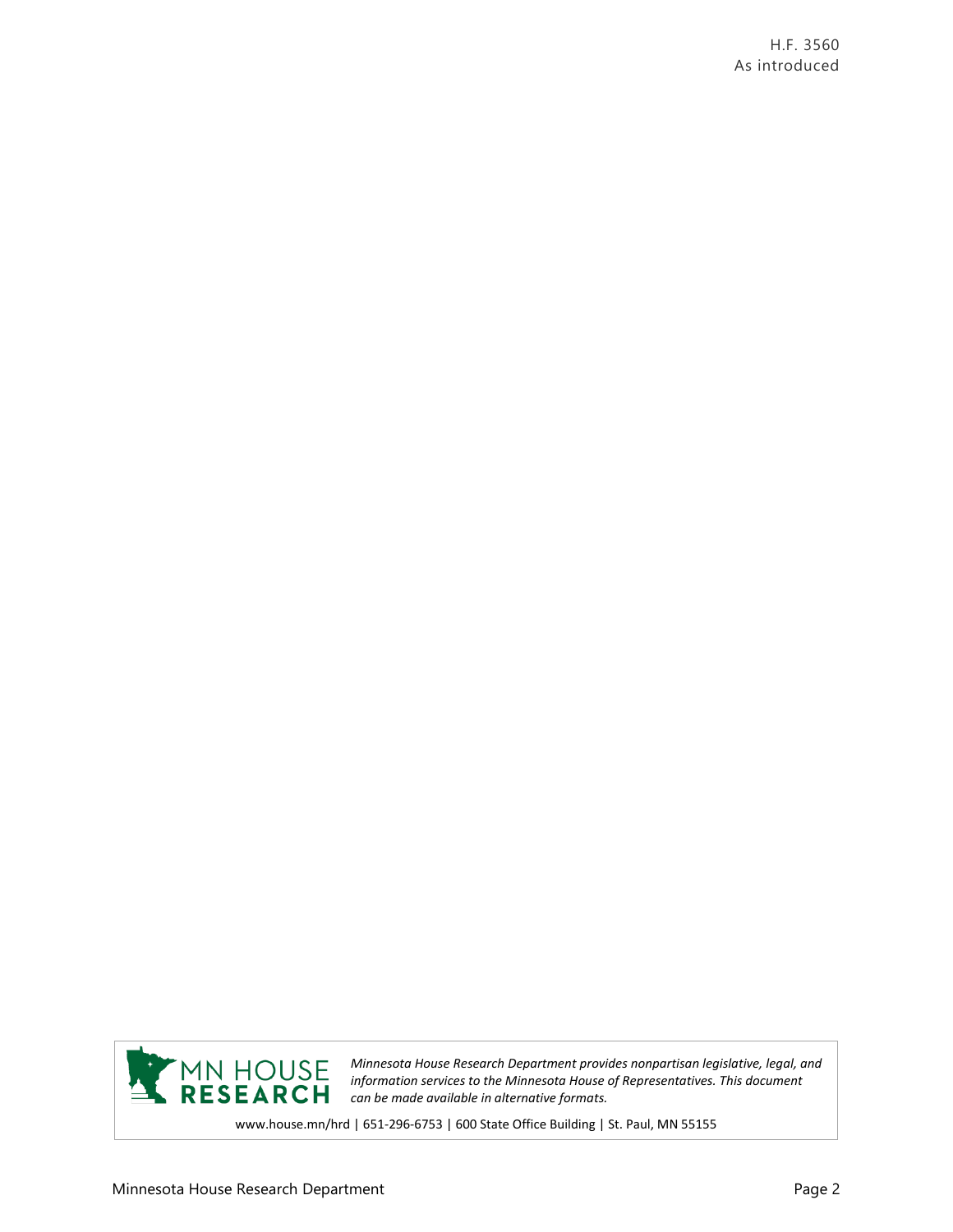MN HOUSE RESEARCH

*Minnesota House Research Department provides nonpartisan legislative, legal, and information services to the Minnesota House of Representatives. This document can be made available in alternative formats.*

www.house.mn/hrd | 651-296-6753 | 600 State Office Building | St. Paul, MN 55155